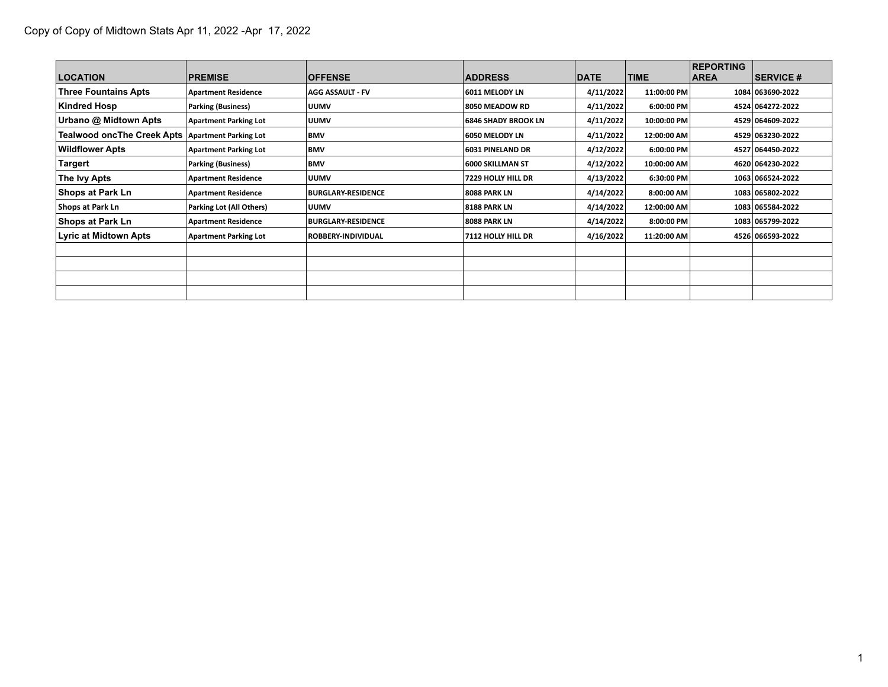Copy of Copy of Midtown Stats Apr 11, 2022 -Apr 17, 2022

| LOCATION | PREMISE | OFFENSE | ADDRESS | DATE | TIME | REPORTING AREA | SERVICE # |
|---|---|---|---|---|---|---|---|
| Three Fountains Apts | Apartment Residence | AGG ASSAULT - FV | 6011 MELODY LN | 4/11/2022 | 11:00:00 PM | 1084 | 063690-2022 |
| Kindred Hosp | Parking (Business) | UUMV | 8050 MEADOW RD | 4/11/2022 | 6:00:00 PM | 4524 | 064272-2022 |
| Urbano @ Midtown Apts | Apartment Parking Lot | UUMV | 6846 SHADY BROOK LN | 4/11/2022 | 10:00:00 PM | 4529 | 064609-2022 |
| Tealwood oncThe Creek Apts | Apartment Parking Lot | BMV | 6050 MELODY LN | 4/11/2022 | 12:00:00 AM | 4529 | 063230-2022 |
| Wildflower Apts | Apartment Parking Lot | BMV | 6031 PINELAND DR | 4/12/2022 | 6:00:00 PM | 4527 | 064450-2022 |
| Targert | Parking (Business) | BMV | 6000 SKILLMAN ST | 4/12/2022 | 10:00:00 AM | 4620 | 064230-2022 |
| The Ivy Apts | Apartment Residence | UUMV | 7229 HOLLY HILL DR | 4/13/2022 | 6:30:00 PM | 1063 | 066524-2022 |
| Shops at Park Ln | Apartment Residence | BURGLARY-RESIDENCE | 8088 PARK LN | 4/14/2022 | 8:00:00 AM | 1083 | 065802-2022 |
| Shops at Park Ln | Parking Lot (All Others) | UUMV | 8188 PARK LN | 4/14/2022 | 12:00:00 AM | 1083 | 065584-2022 |
| Shops at Park Ln | Apartment Residence | BURGLARY-RESIDENCE | 8088 PARK LN | 4/14/2022 | 8:00:00 PM | 1083 | 065799-2022 |
| Lyric at Midtown Apts | Apartment Parking Lot | ROBBERY-INDIVIDUAL | 7112 HOLLY HILL DR | 4/16/2022 | 11:20:00 AM | 4526 | 066593-2022 |
| | | | | | | | |
| | | | | | | | |
| | | | | | | | |
| | | | | | | | |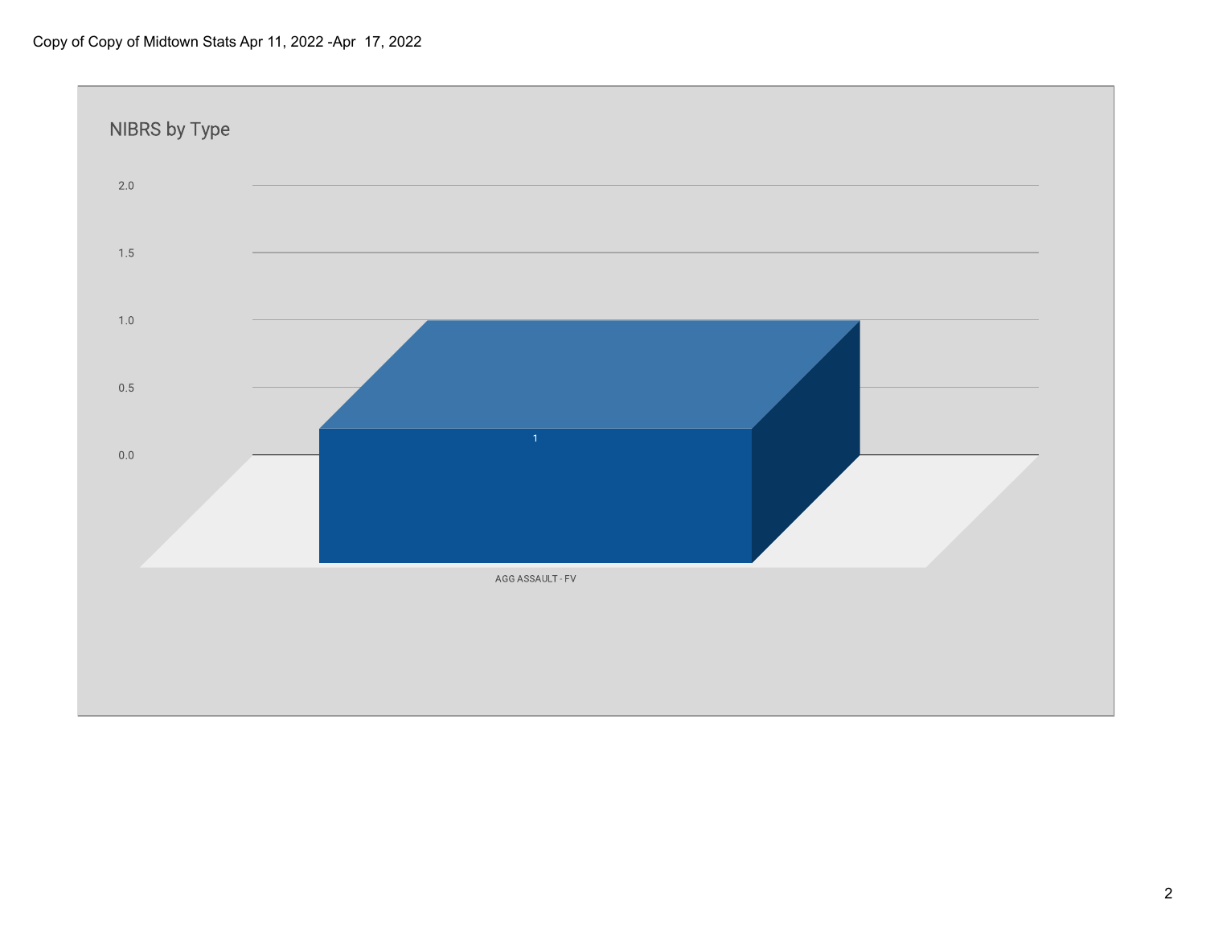Copy of Copy of Midtown Stats Apr 11, 2022 -Apr  17, 2022

## NIBRS by Type

| Type | Count |
| --- | --- |
| AGG ASSAULT - FV | 1 |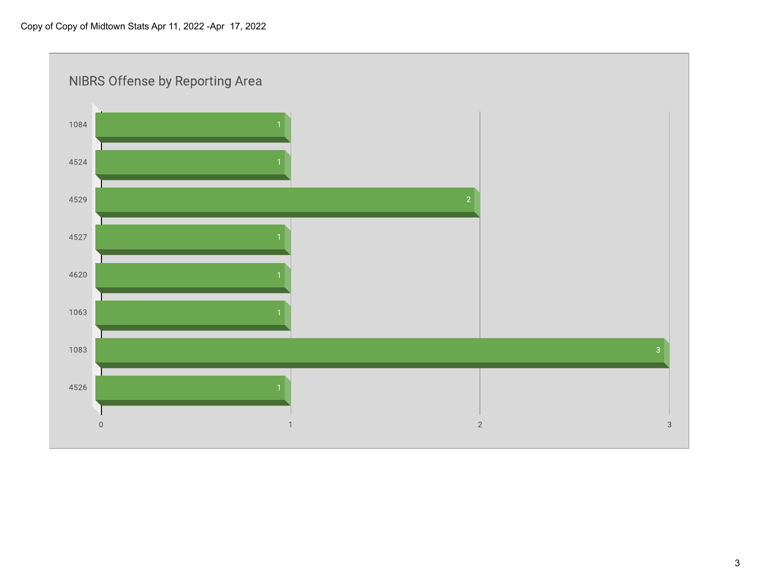Copy of Copy of Midtown Stats Apr 11, 2022 -Apr 17, 2022

## NIBRS Offense by Reporting Area

| Reporting Area | Count |
|---|---|
| 1084 | 1 |
| 4524 | 1 |
| 4529 | 2 |
| 4527 | 1 |
| 4620 | 1 |
| 1063 | 1 |
| 1083 | 3 |
| 4526 | 1 |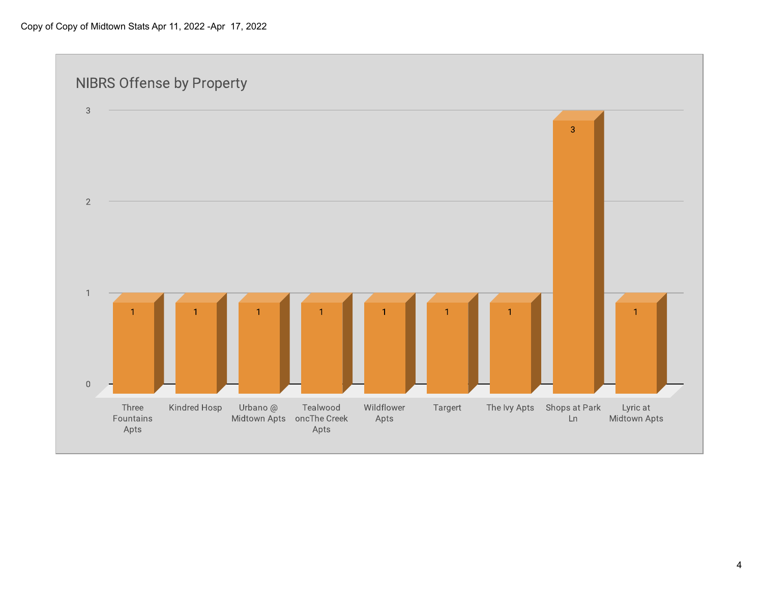Copy of Copy of Midtown Stats Apr 11, 2022 -Apr 17, 2022

## NIBRS Offense by Property

| Property | Count |
| --- | --- |
| Three Fountains Apts | 1 |
| Kindred Hosp | 1 |
| Urbano @ Midtown Apts | 1 |
| Tealwood oncThe Creek Apts | 1 |
| Wildflower Apts | 1 |
| Targert | 1 |
| The Ivy Apts | 1 |
| Shops at Park Ln | 3 |
| Lyric at Midtown Apts | 1 |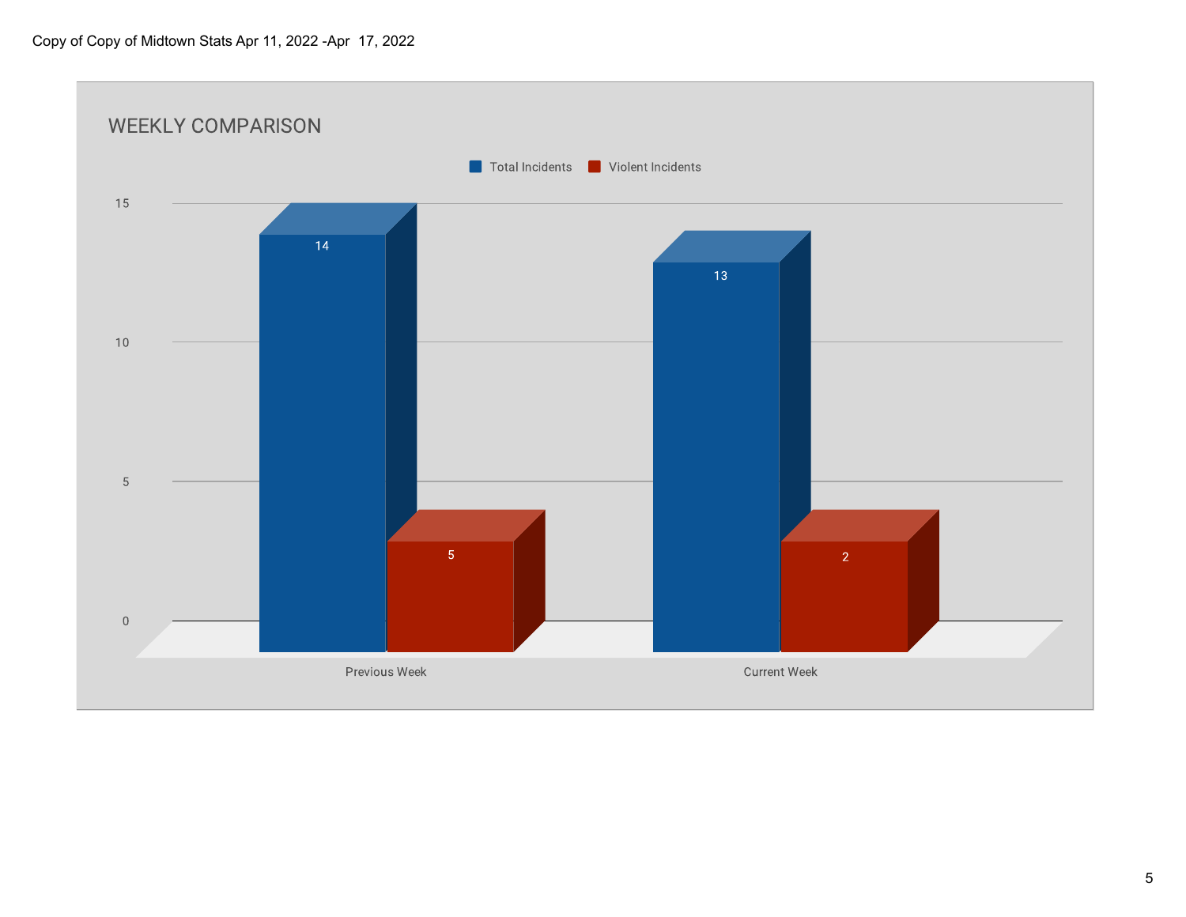Copy of Copy of Midtown Stats Apr 11, 2022 -Apr 17, 2022

WEEKLY COMPARISON

Total Incidents
Violent Incidents

15
10
5
0

14
5
13
2

Previous Week
Current Week